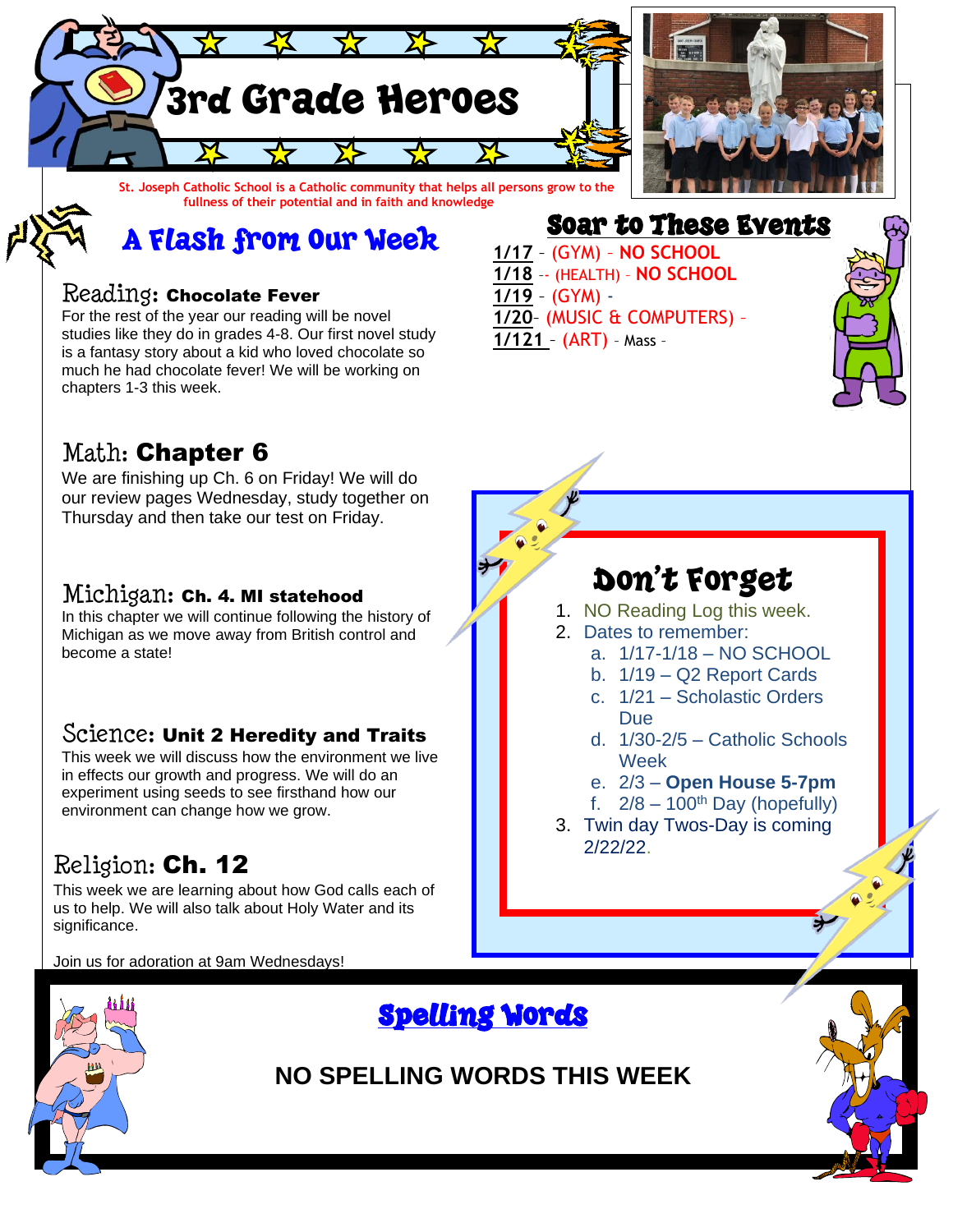# 3rd Grade Heroes

St. Joseph Catholic School is a Catholic community that helps all persons grow to the fullness of their potential and in faith and knowledge

## A Flash from Our Week

### Reading: **Chocolate Fever**

For the rest of the year our reading will be novel studies like they do in grades 4-8. Our first novel study is a fantasy story about a kid who loved chocolate so much he had chocolate fever! We will be working on chapters 1-3 this week.

### Math: **Chapter 6**

We are finishing up Ch. 6 on Friday! We will do our review pages Wednesday, study together on Thursday and then take our test on Friday.

### Michigan: **Ch. 4. MI statehood**

In this chapter we will continue following the history of Michigan as we move away from British control and become a state!

### Science: **Unit 2 Heredity and Traits**

This week we will discuss how the environment we live in effects our growth and progress. We will do an experiment using seeds to see firsthand how our environment can change how we grow.

### Religion: **Ch. 12**

This week we are learning about how God calls each of us to help. We will also talk about Holy Water and its significance.

Join us for adoration at 9am Wednesdays!

## Soar to These Events

**1/17** – (GYM) – **NO SCHOOL**
**1/18** -- (HEALTH) – **NO SCHOOL**
**1/19** – (GYM) -
**1/20**– (MUSIC & COMPUTERS) –
**1/121** – (ART) – Mass -

## Don't Forget

1. NO Reading Log this week.
2. Dates to remember:
   a. 1/17-1/18 – NO SCHOOL
   b. 1/19 – Q2 Report Cards
   c. 1/21 – Scholastic Orders Due
   d. 1/30-2/5 – Catholic Schools Week
   e. 2/3 – **Open House 5-7pm**
   f. 2/8 – 100th Day (hopefully)
3. Twin day Twos-Day is coming 2/22/22.

## Spelling Words

**NO SPELLING WORDS THIS WEEK**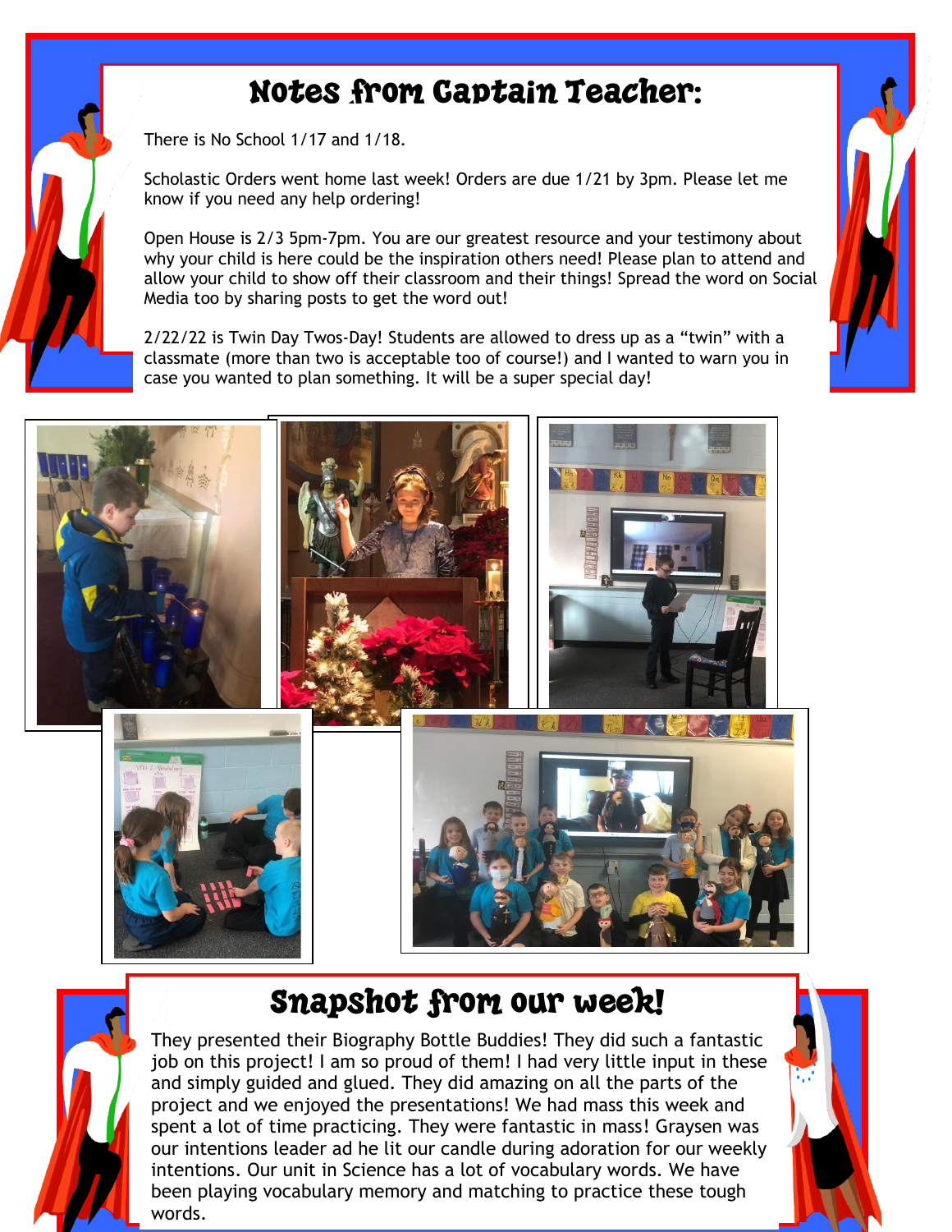# Notes from Captain Teacher:

There is No School 1/17 and 1/18.

Scholastic Orders went home last week! Orders are due 1/21 by 3pm. Please let me know if you need any help ordering!

Open House is 2/3 5pm-7pm. You are our greatest resource and your testimony about why your child is here could be the inspiration others need! Please plan to attend and allow your child to show off their classroom and their things! Spread the word on Social Media too by sharing posts to get the word out!

2/22/22 is Twin Day Twos-Day! Students are allowed to dress up as a "twin" with a classmate (more than two is acceptable too of course!) and I wanted to warn you in case you wanted to plan something. It will be a super special day!

# Snapshot from our week!

They presented their Biography Bottle Buddies! They did such a fantastic job on this project! I am so proud of them! I had very little input in these and simply guided and glued. They did amazing on all the parts of the project and we enjoyed the presentations! We had mass this week and spent a lot of time practicing. They were fantastic in mass! Graysen was our intentions leader ad he lit our candle during adoration for our weekly intentions. Our unit in Science has a lot of vocabulary words. We have been playing vocabulary memory and matching to practice these tough words.